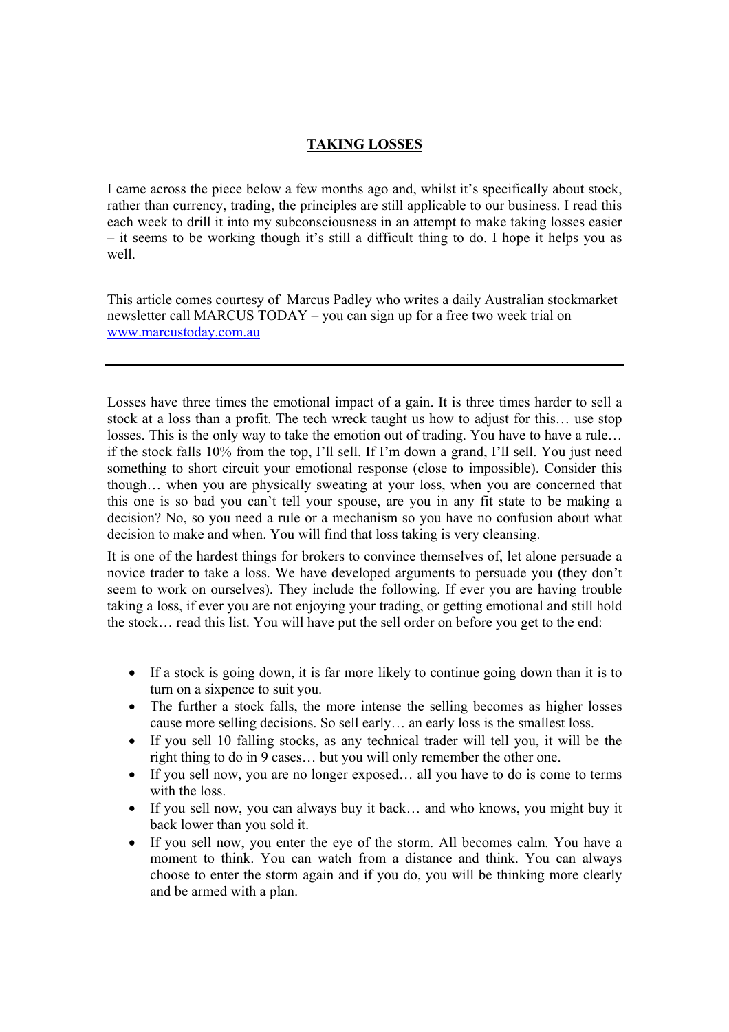# TAKING LOSSES

I came across the piece below a few months ago and, whilst it's specifically about stock, rather than currency, trading, the principles are still applicable to our business. I read this each week to drill it into my subconsciousness in an attempt to make taking losses easier – it seems to be working though it's still a difficult thing to do. I hope it helps you as well.

This article comes courtesy of Marcus Padley who writes a daily Australian stockmarket newsletter call MARCUS TODAY – you can sign up for a free two week trial on [www.marcustoday.com.au](http://www.marcustoday.com.au)

---

Losses have three times the emotional impact of a gain. It is three times harder to sell a stock at a loss than a profit. The tech wreck taught us how to adjust for this… use stop losses. This is the only way to take the emotion out of trading. You have to have a rule… if the stock falls 10% from the top, I'll sell. If I'm down a grand, I'll sell. You just need something to short circuit your emotional response (close to impossible). Consider this though… when you are physically sweating at your loss, when you are concerned that this one is so bad you can't tell your spouse, are you in any fit state to be making a decision? No, so you need a rule or a mechanism so you have no confusion about what decision to make and when. You will find that loss taking is very cleansing.

It is one of the hardest things for brokers to convince themselves of, let alone persuade a novice trader to take a loss. We have developed arguments to persuade you (they don't seem to work on ourselves). They include the following. If ever you are having trouble taking a loss, if ever you are not enjoying your trading, or getting emotional and still hold the stock… read this list. You will have put the sell order on before you get to the end:

- If a stock is going down, it is far more likely to continue going down than it is to turn on a sixpence to suit you.
- The further a stock falls, the more intense the selling becomes as higher losses cause more selling decisions. So sell early… an early loss is the smallest loss.
- If you sell 10 falling stocks, as any technical trader will tell you, it will be the right thing to do in 9 cases… but you will only remember the other one.
- If you sell now, you are no longer exposed… all you have to do is come to terms with the loss.
- If you sell now, you can always buy it back… and who knows, you might buy it back lower than you sold it.
- If you sell now, you enter the eye of the storm. All becomes calm. You have a moment to think. You can watch from a distance and think. You can always choose to enter the storm again and if you do, you will be thinking more clearly and be armed with a plan.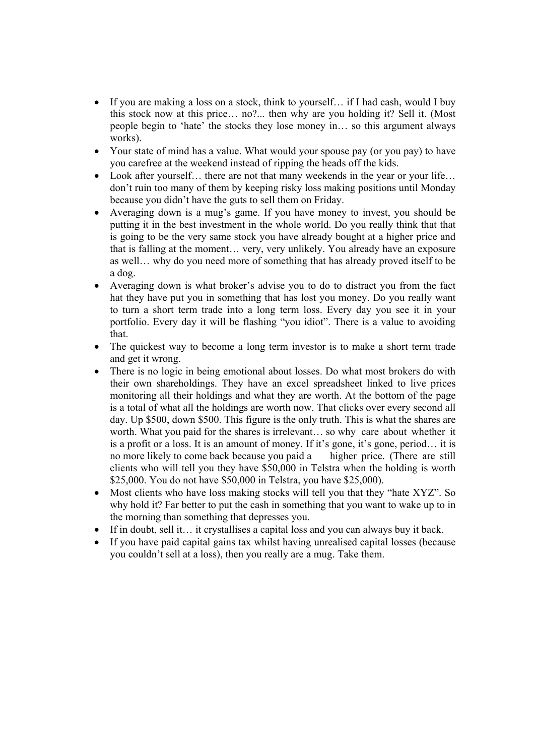- If you are making a loss on a stock, think to yourself… if I had cash, would I buy this stock now at this price… no?... then why are you holding it? Sell it. (Most people begin to 'hate' the stocks they lose money in… so this argument always works).
- Your state of mind has a value. What would your spouse pay (or you pay) to have you carefree at the weekend instead of ripping the heads off the kids.
- Look after yourself… there are not that many weekends in the year or your life… don't ruin too many of them by keeping risky loss making positions until Monday because you didn't have the guts to sell them on Friday.
- Averaging down is a mug's game. If you have money to invest, you should be putting it in the best investment in the whole world. Do you really think that that is going to be the very same stock you have already bought at a higher price and that is falling at the moment… very, very unlikely. You already have an exposure as well… why do you need more of something that has already proved itself to be a dog.
- Averaging down is what broker's advise you to do to distract you from the fact hat they have put you in something that has lost you money. Do you really want to turn a short term trade into a long term loss. Every day you see it in your portfolio. Every day it will be flashing "you idiot". There is a value to avoiding that.
- The quickest way to become a long term investor is to make a short term trade and get it wrong.
- There is no logic in being emotional about losses. Do what most brokers do with their own shareholdings. They have an excel spreadsheet linked to live prices monitoring all their holdings and what they are worth. At the bottom of the page is a total of what all the holdings are worth now. That clicks over every second all day. Up $500, down $500. This figure is the only truth. This is what the shares are worth. What you paid for the shares is irrelevant… so why care about whether it is a profit or a loss. It is an amount of money. If it's gone, it's gone, period… it is no more likely to come back because you paid a higher price. (There are still clients who will tell you they have $50,000 in Telstra when the holding is worth $25,000. You do not have $50,000 in Telstra, you have $25,000).
- Most clients who have loss making stocks will tell you that they "hate XYZ". So why hold it? Far better to put the cash in something that you want to wake up to in the morning than something that depresses you.
- If in doubt, sell it… it crystallises a capital loss and you can always buy it back.
- If you have paid capital gains tax whilst having unrealised capital losses (because you couldn't sell at a loss), then you really are a mug. Take them.